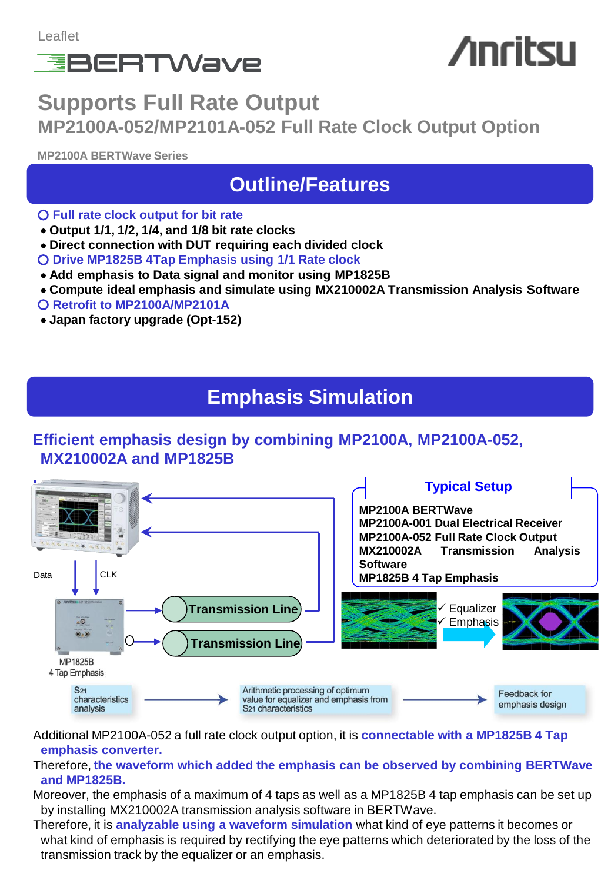Leaflet

BERTWave

Anritsu

# Supports Full Rate Output

## MP2100A-052/MP2101A-052 Full Rate Clock Output Option

MP2100A BERTWave Series

## Outline/Features

**○ Full rate clock output for bit rate**

- **Output 1/1, 1/2, 1/4, and 1/8 bit rate clocks**
- **Direct connection with DUT requiring each divided clock**

**○ Drive MP1825B 4Tap Emphasis using 1/1 Rate clock**

- **Add emphasis to Data signal and monitor using MP1825B**
- **Compute ideal emphasis and simulate using MX210002A Transmission Analysis Software**

**○ Retrofit to MP2100A/MP2101A**

- **Japan factory upgrade (Opt-152)**

## Emphasis Simulation

### Efficient emphasis design by combining MP2100A, MP2100A-052, MX210002A and MP1825B

Data CLK

Transmission Line

Transmission Line

MP1825B
4 Tap Emphasis

**Typical Setup**

**MP2100A BERTWave**
**MP2100A-001 Dual Electrical Receiver**
**MP2100A-052 Full Rate Clock Output**
**MX210002A Transmission Analysis Software**
**MP1825B 4 Tap Emphasis**

✓ Equalizer
✓ Emphasis

$S_{21}$ characteristics analysis → Arithmetic processing of optimum value for equalizer and emphasis from $S_{21}$ characteristics → Feedback for emphasis design

Additional MP2100A-052 a full rate clock output option, it is **connectable with a MP1825B 4 Tap emphasis converter.**

Therefore, **the waveform which added the emphasis can be observed by combining BERTWave and MP1825B.**

Moreover, the emphasis of a maximum of 4 taps as well as a MP1825B 4 tap emphasis can be set up by installing MX210002A transmission analysis software in BERTWave.

Therefore, it is **analyzable using a waveform simulation** what kind of eye patterns it becomes or what kind of emphasis is required by rectifying the eye patterns which deteriorated by the loss of the transmission track by the equalizer or an emphasis.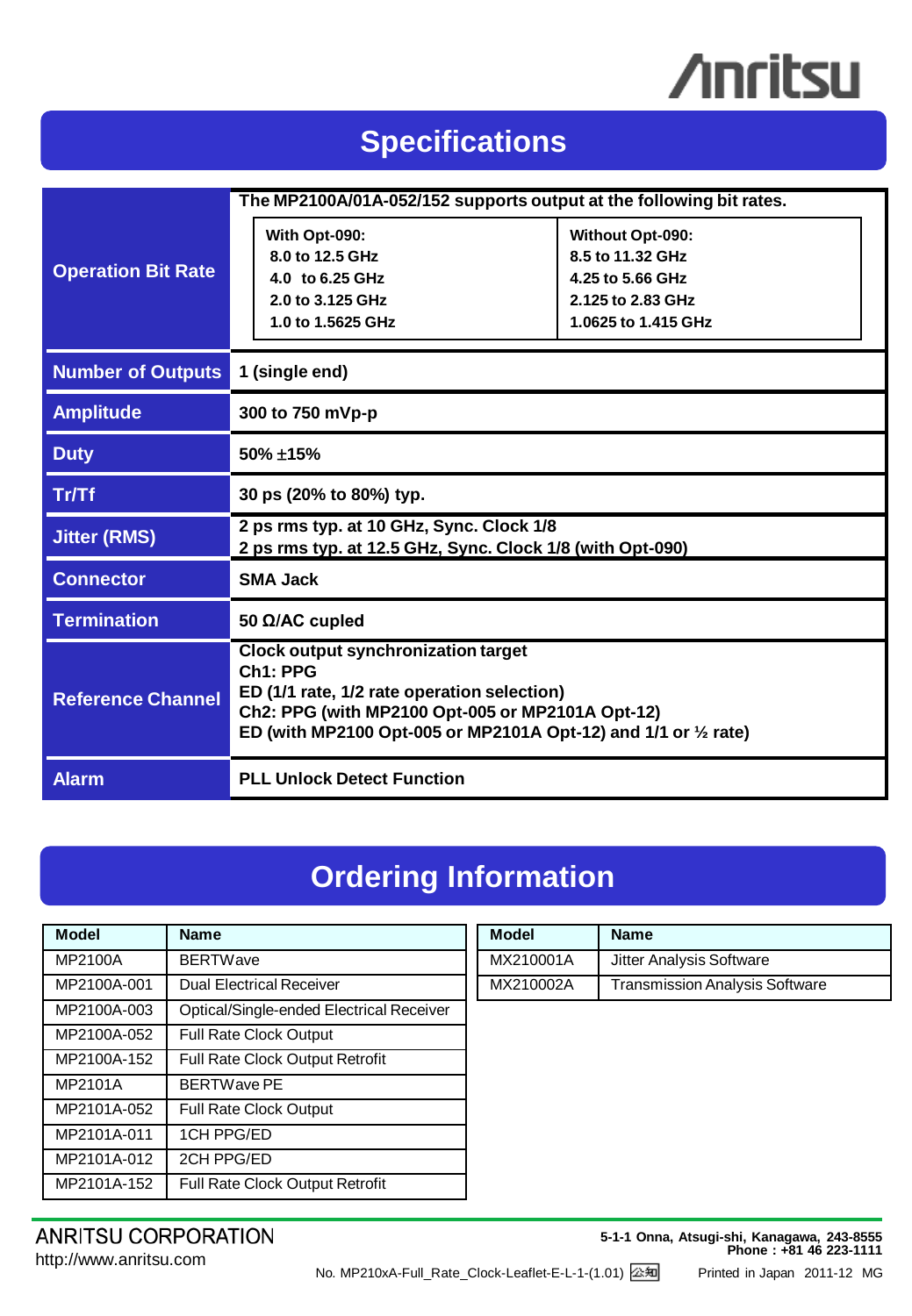## Specifications

| | |
|---|---|
| **Operation Bit Rate** | **The MP2100A/01A-052/152 supports output at the following bit rates.**<br>**With Opt-090:** 8.0 to 12.5 GHz, 4.0 to 6.25 GHz, 2.0 to 3.125 GHz, 1.0 to 1.5625 GHz<br>**Without Opt-090:** 8.5 to 11.32 GHz, 4.25 to 5.66 GHz, 2.125 to 2.83 GHz, 1.0625 to 1.415 GHz |
| **Number of Outputs** | 1 (single end) |
| **Amplitude** | 300 to 750 mVp-p |
| **Duty** | 50% ±15% |
| **Tr/Tf** | 30 ps (20% to 80%) typ. |
| **Jitter (RMS)** | 2 ps rms typ. at 10 GHz, Sync. Clock 1/8<br>2 ps rms typ. at 12.5 GHz, Sync. Clock 1/8 (with Opt-090) |
| **Connector** | SMA Jack |
| **Termination** | 50 Ω/AC cupled |
| **Reference Channel** | Clock output synchronization target<br>Ch1: PPG<br>ED (1/1 rate, 1/2 rate operation selection)<br>Ch2: PPG (with MP2100 Opt-005 or MP2101A Opt-12)<br>ED (with MP2100 Opt-005 or MP2101A Opt-12) and 1/1 or ½ rate) |
| **Alarm** | PLL Unlock Detect Function |

## Ordering Information

| Model | Name |
|---|---|
| MP2100A | BERTWave |
| MP2100A-001 | Dual Electrical Receiver |
| MP2100A-003 | Optical/Single-ended Electrical Receiver |
| MP2100A-052 | Full Rate Clock Output |
| MP2100A-152 | Full Rate Clock Output Retrofit |
| MP2101A | BERTWave PE |
| MP2101A-052 | Full Rate Clock Output |
| MP2101A-011 | 1CH PPG/ED |
| MP2101A-012 | 2CH PPG/ED |
| MP2101A-152 | Full Rate Clock Output Retrofit |

| Model | Name |
|---|---|
| MX210001A | Jitter Analysis Software |
| MX210002A | Transmission Analysis Software |

ANRITSU CORPORATION
http://www.anritsu.com

5-1-1 Onna, Atsugi-shi, Kanagawa, 243-8555
Phone : +81 46 223-1111

No. MP210xA-Full_Rate_Clock-Leaflet-E-L-1-(1.01) 公知 Printed in Japan 2011-12 MG